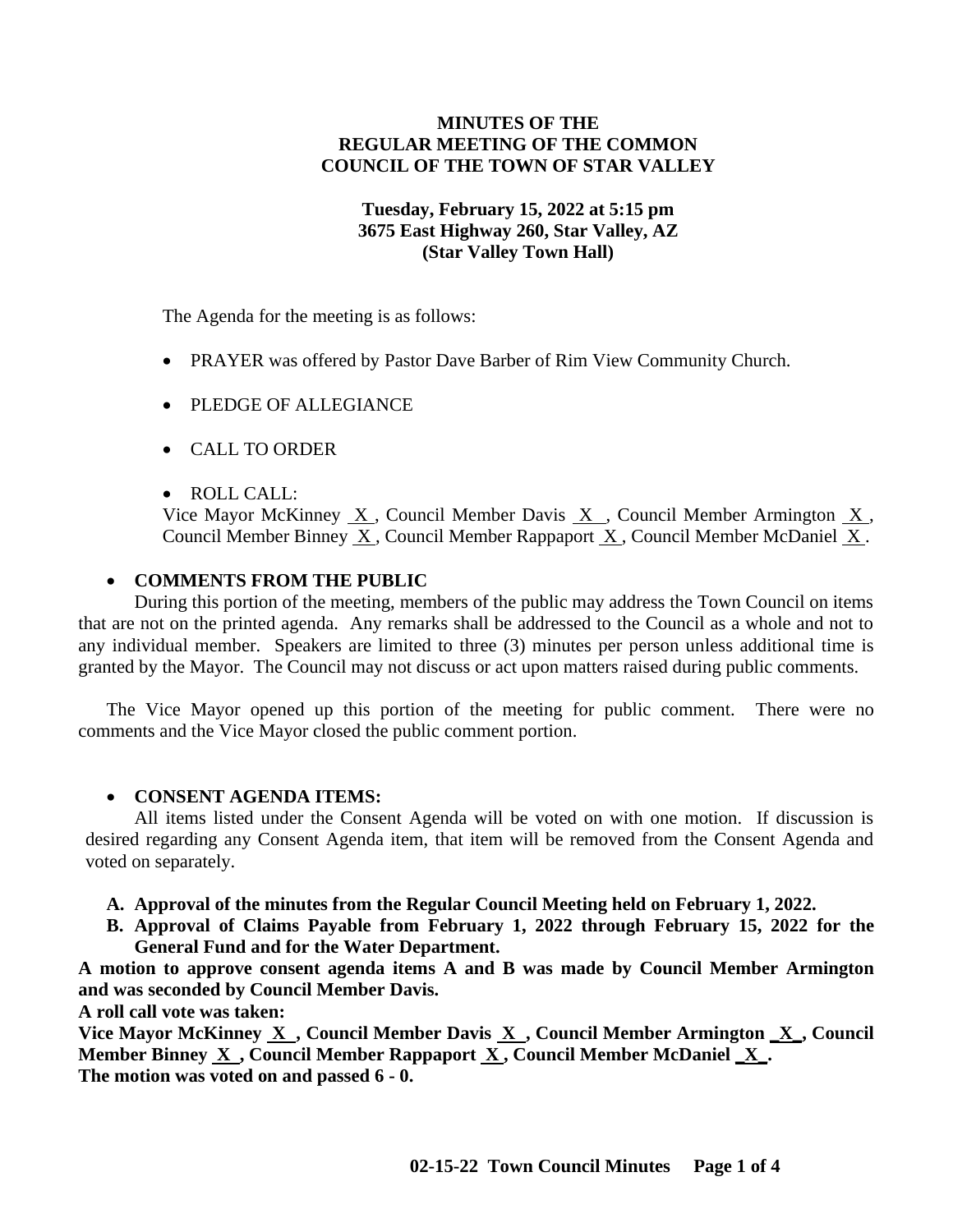**MINUTES OF THE REGULAR MEETING OF THE COMMON COUNCIL OF THE TOWN OF STAR VALLEY**

**Tuesday, February 15, 2022 at 5:15 pm**
**3675 East Highway 260, Star Valley, AZ**
**(Star Valley Town Hall)**

The Agenda for the meeting is as follows:

- PRAYER was offered by Pastor Dave Barber of Rim View Community Church.
- PLEDGE OF ALLEGIANCE
- CALL TO ORDER
- ROLL CALL:
  Vice Mayor McKinney X, Council Member Davis X, Council Member Armington X, Council Member Binney X, Council Member Rappaport X, Council Member McDaniel X.

- **COMMENTS FROM THE PUBLIC**

During this portion of the meeting, members of the public may address the Town Council on items that are not on the printed agenda. Any remarks shall be addressed to the Council as a whole and not to any individual member. Speakers are limited to three (3) minutes per person unless additional time is granted by the Mayor. The Council may not discuss or act upon matters raised during public comments.

The Vice Mayor opened up this portion of the meeting for public comment. There were no comments and the Vice Mayor closed the public comment portion.

- **CONSENT AGENDA ITEMS:**

All items listed under the Consent Agenda will be voted on with one motion. If discussion is desired regarding any Consent Agenda item, that item will be removed from the Consent Agenda and voted on separately.

**A. Approval of the minutes from the Regular Council Meeting held on February 1, 2022.**

**B. Approval of Claims Payable from February 1, 2022 through February 15, 2022 for the General Fund and for the Water Department.**

**A motion to approve consent agenda items A and B was made by Council Member Armington and was seconded by Council Member Davis.**

**A roll call vote was taken:**

**Vice Mayor McKinney X, Council Member Davis X, Council Member Armington X, Council Member Binney X, Council Member Rappaport X, Council Member McDaniel X.**

**The motion was voted on and passed 6 - 0.**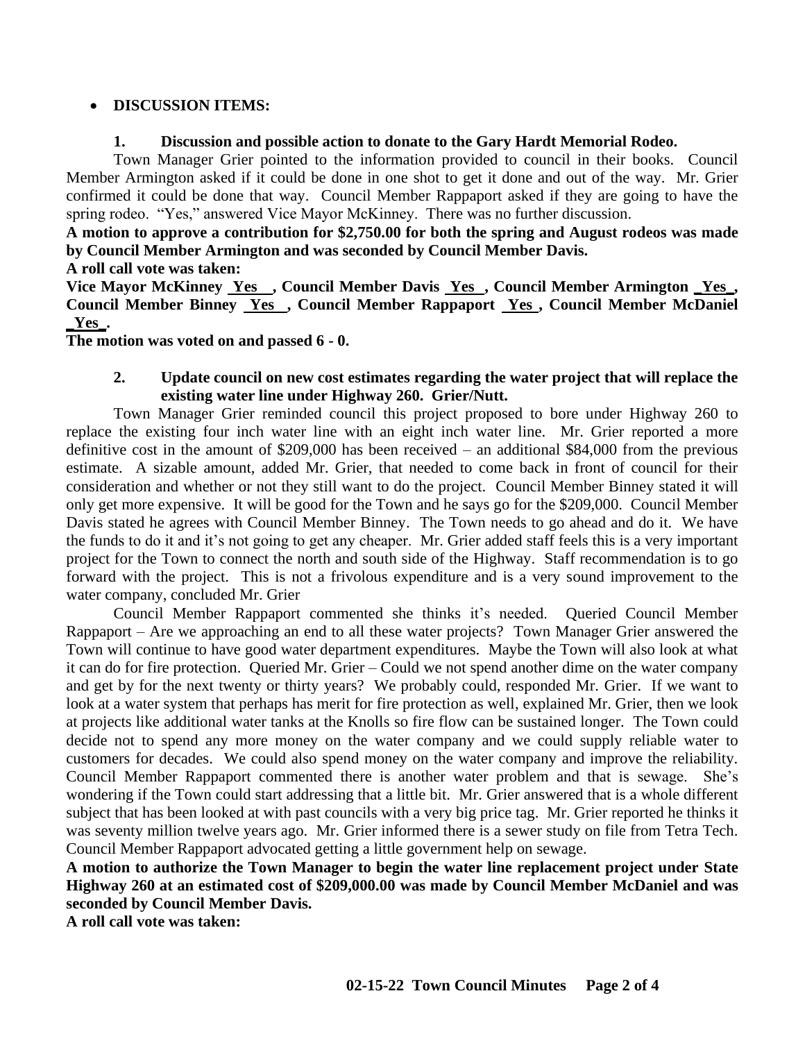- **DISCUSSION ITEMS:**

**1. Discussion and possible action to donate to the Gary Hardt Memorial Rodeo.**

Town Manager Grier pointed to the information provided to council in their books. Council Member Armington asked if it could be done in one shot to get it done and out of the way. Mr. Grier confirmed it could be done that way. Council Member Rappaport asked if they are going to have the spring rodeo. "Yes," answered Vice Mayor McKinney. There was no further discussion.

**A motion to approve a contribution for $2,750.00 for both the spring and August rodeos was made by Council Member Armington and was seconded by Council Member Davis.**

**A roll call vote was taken:**

**Vice Mayor McKinney _Yes_, Council Member Davis _Yes_, Council Member Armington _Yes_, Council Member Binney _Yes_, Council Member Rappaport _Yes_, Council Member McDaniel _Yes_.**

**The motion was voted on and passed 6 - 0.**

**2. Update council on new cost estimates regarding the water project that will replace the existing water line under Highway 260. Grier/Nutt.**

Town Manager Grier reminded council this project proposed to bore under Highway 260 to replace the existing four inch water line with an eight inch water line. Mr. Grier reported a more definitive cost in the amount of $209,000 has been received – an additional $84,000 from the previous estimate. A sizable amount, added Mr. Grier, that needed to come back in front of council for their consideration and whether or not they still want to do the project. Council Member Binney stated it will only get more expensive. It will be good for the Town and he says go for the $209,000. Council Member Davis stated he agrees with Council Member Binney. The Town needs to go ahead and do it. We have the funds to do it and it's not going to get any cheaper. Mr. Grier added staff feels this is a very important project for the Town to connect the north and south side of the Highway. Staff recommendation is to go forward with the project. This is not a frivolous expenditure and is a very sound improvement to the water company, concluded Mr. Grier

Council Member Rappaport commented she thinks it's needed. Queried Council Member Rappaport – Are we approaching an end to all these water projects? Town Manager Grier answered the Town will continue to have good water department expenditures. Maybe the Town will also look at what it can do for fire protection. Queried Mr. Grier – Could we not spend another dime on the water company and get by for the next twenty or thirty years? We probably could, responded Mr. Grier. If we want to look at a water system that perhaps has merit for fire protection as well, explained Mr. Grier, then we look at projects like additional water tanks at the Knolls so fire flow can be sustained longer. The Town could decide not to spend any more money on the water company and we could supply reliable water to customers for decades. We could also spend money on the water company and improve the reliability. Council Member Rappaport commented there is another water problem and that is sewage. She's wondering if the Town could start addressing that a little bit. Mr. Grier answered that is a whole different subject that has been looked at with past councils with a very big price tag. Mr. Grier reported he thinks it was seventy million twelve years ago. Mr. Grier informed there is a sewer study on file from Tetra Tech. Council Member Rappaport advocated getting a little government help on sewage.

**A motion to authorize the Town Manager to begin the water line replacement project under State Highway 260 at an estimated cost of $209,000.00 was made by Council Member McDaniel and was seconded by Council Member Davis.**

**A roll call vote was taken:**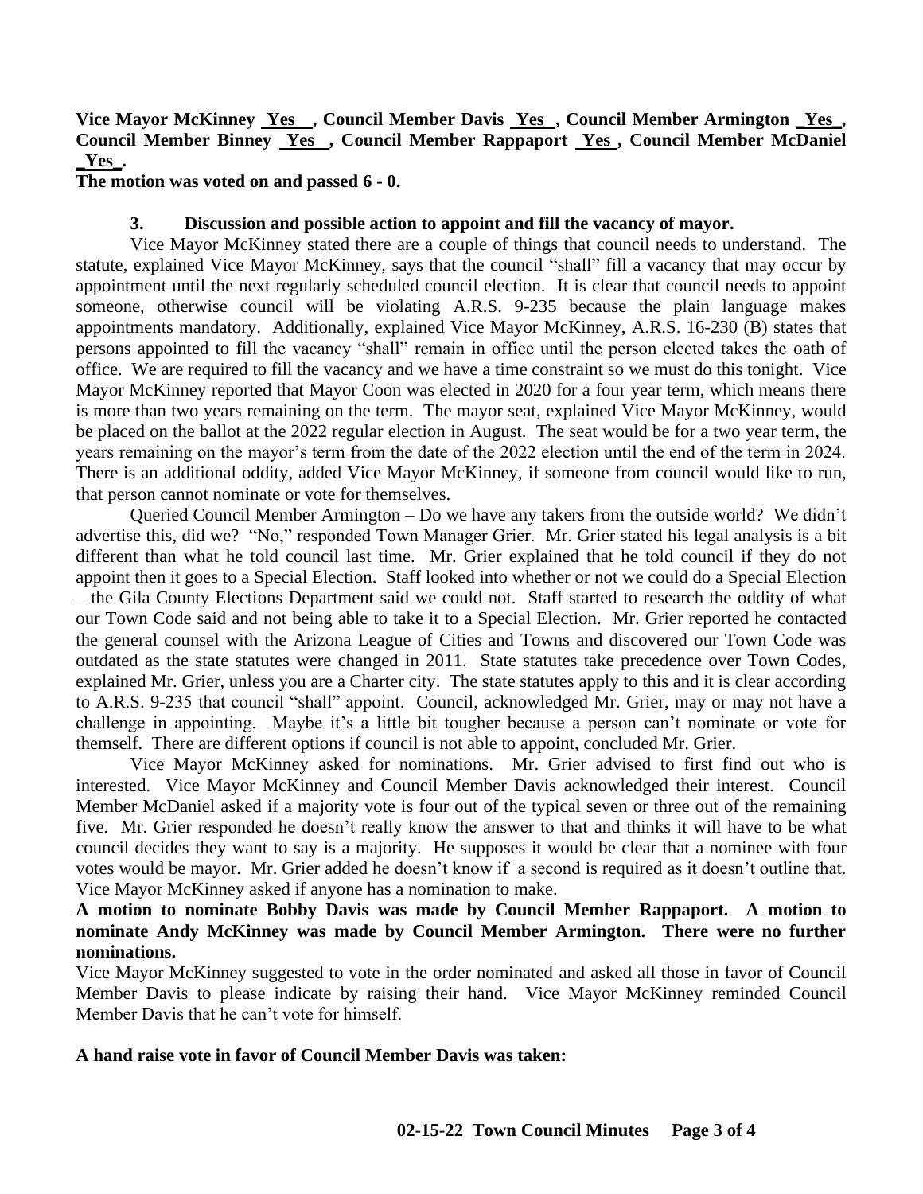**Vice Mayor McKinney Yes , Council Member Davis Yes , Council Member Armington Yes , Council Member Binney Yes , Council Member Rappaport Yes , Council Member McDaniel Yes .**

**The motion was voted on and passed 6 - 0.**

**3. Discussion and possible action to appoint and fill the vacancy of mayor.**

Vice Mayor McKinney stated there are a couple of things that council needs to understand. The statute, explained Vice Mayor McKinney, says that the council "shall" fill a vacancy that may occur by appointment until the next regularly scheduled council election. It is clear that council needs to appoint someone, otherwise council will be violating A.R.S. 9-235 because the plain language makes appointments mandatory. Additionally, explained Vice Mayor McKinney, A.R.S. 16-230 (B) states that persons appointed to fill the vacancy "shall" remain in office until the person elected takes the oath of office. We are required to fill the vacancy and we have a time constraint so we must do this tonight. Vice Mayor McKinney reported that Mayor Coon was elected in 2020 for a four year term, which means there is more than two years remaining on the term. The mayor seat, explained Vice Mayor McKinney, would be placed on the ballot at the 2022 regular election in August. The seat would be for a two year term, the years remaining on the mayor's term from the date of the 2022 election until the end of the term in 2024. There is an additional oddity, added Vice Mayor McKinney, if someone from council would like to run, that person cannot nominate or vote for themselves.

Queried Council Member Armington – Do we have any takers from the outside world? We didn't advertise this, did we? "No," responded Town Manager Grier. Mr. Grier stated his legal analysis is a bit different than what he told council last time. Mr. Grier explained that he told council if they do not appoint then it goes to a Special Election. Staff looked into whether or not we could do a Special Election – the Gila County Elections Department said we could not. Staff started to research the oddity of what our Town Code said and not being able to take it to a Special Election. Mr. Grier reported he contacted the general counsel with the Arizona League of Cities and Towns and discovered our Town Code was outdated as the state statutes were changed in 2011. State statutes take precedence over Town Codes, explained Mr. Grier, unless you are a Charter city. The state statutes apply to this and it is clear according to A.R.S. 9-235 that council "shall" appoint. Council, acknowledged Mr. Grier, may or may not have a challenge in appointing. Maybe it's a little bit tougher because a person can't nominate or vote for themself. There are different options if council is not able to appoint, concluded Mr. Grier.

Vice Mayor McKinney asked for nominations. Mr. Grier advised to first find out who is interested. Vice Mayor McKinney and Council Member Davis acknowledged their interest. Council Member McDaniel asked if a majority vote is four out of the typical seven or three out of the remaining five. Mr. Grier responded he doesn't really know the answer to that and thinks it will have to be what council decides they want to say is a majority. He supposes it would be clear that a nominee with four votes would be mayor. Mr. Grier added he doesn't know if a second is required as it doesn't outline that. Vice Mayor McKinney asked if anyone has a nomination to make.

**A motion to nominate Bobby Davis was made by Council Member Rappaport. A motion to nominate Andy McKinney was made by Council Member Armington. There were no further nominations.**

Vice Mayor McKinney suggested to vote in the order nominated and asked all those in favor of Council Member Davis to please indicate by raising their hand. Vice Mayor McKinney reminded Council Member Davis that he can't vote for himself.

**A hand raise vote in favor of Council Member Davis was taken:**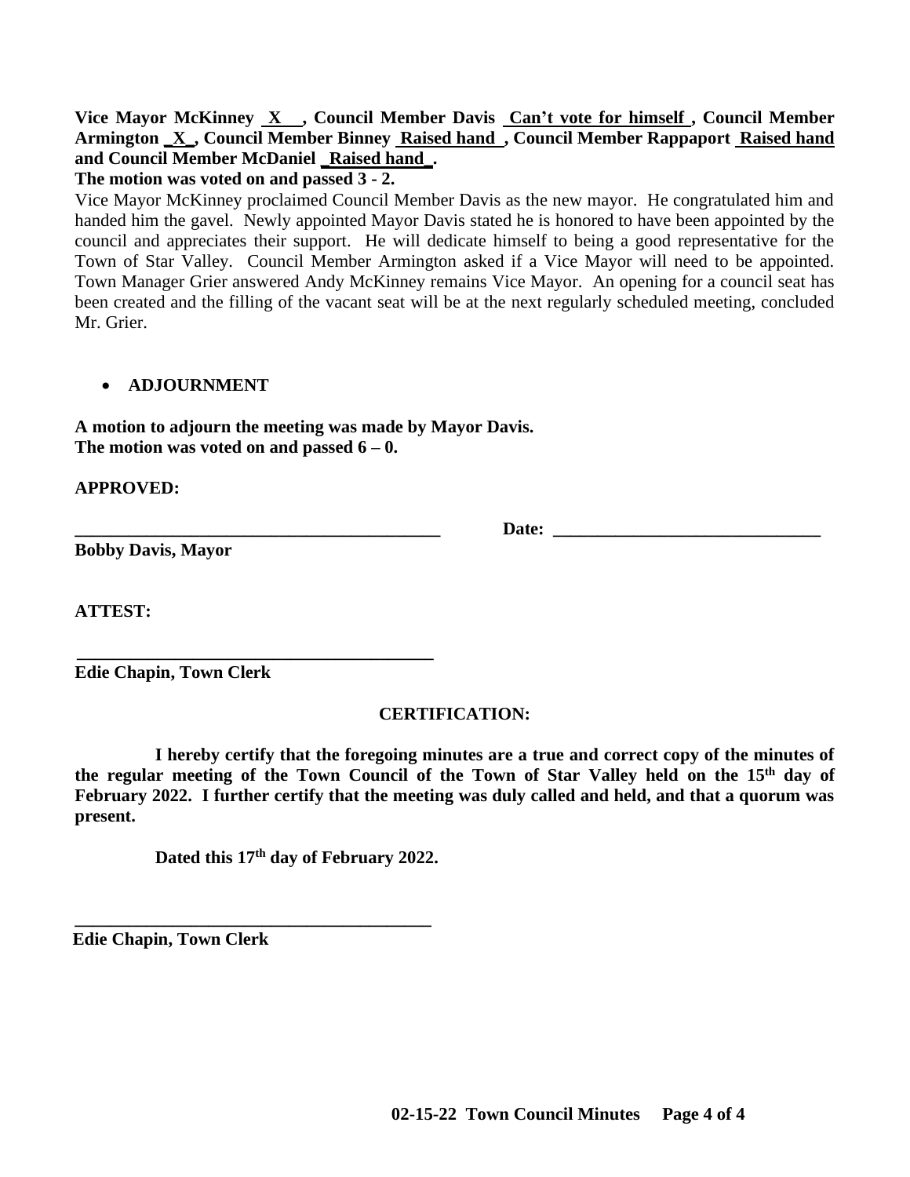**Vice Mayor McKinney X , Council Member Davis Can't vote for himself , Council Member Armington X , Council Member Binney Raised hand , Council Member Rappaport Raised hand and Council Member McDaniel Raised hand .**

**The motion was voted on and passed 3 - 2.**

Vice Mayor McKinney proclaimed Council Member Davis as the new mayor. He congratulated him and handed him the gavel. Newly appointed Mayor Davis stated he is honored to have been appointed by the council and appreciates their support. He will dedicate himself to being a good representative for the Town of Star Valley. Council Member Armington asked if a Vice Mayor will need to be appointed. Town Manager Grier answered Andy McKinney remains Vice Mayor. An opening for a council seat has been created and the filling of the vacant seat will be at the next regularly scheduled meeting, concluded Mr. Grier.

- **ADJOURNMENT**

**A motion to adjourn the meeting was made by Mayor Davis.**
**The motion was voted on and passed 6 – 0.**

**APPROVED:**

**\_\_\_\_\_\_\_\_\_\_\_\_\_\_\_\_\_\_\_\_\_\_\_\_\_\_\_\_\_\_\_\_\_\_\_\_\_\_\_\_\_\_** **Date: \_\_\_\_\_\_\_\_\_\_\_\_\_\_\_\_\_\_\_\_\_\_\_\_\_\_\_\_\_\_\_**
**Bobby Davis, Mayor**

**ATTEST:**

**\_\_\_\_\_\_\_\_\_\_\_\_\_\_\_\_\_\_\_\_\_\_\_\_\_\_\_\_\_\_\_\_\_\_\_\_\_\_\_\_\_\_**
**Edie Chapin, Town Clerk**

**CERTIFICATION:**

**I hereby certify that the foregoing minutes are a true and correct copy of the minutes of the regular meeting of the Town Council of the Town of Star Valley held on the 15th day of February 2022. I further certify that the meeting was duly called and held, and that a quorum was present.**

**Dated this 17th day of February 2022.**

**\_\_\_\_\_\_\_\_\_\_\_\_\_\_\_\_\_\_\_\_\_\_\_\_\_\_\_\_\_\_\_\_\_\_\_\_\_\_\_\_\_\_**
**Edie Chapin, Town Clerk**